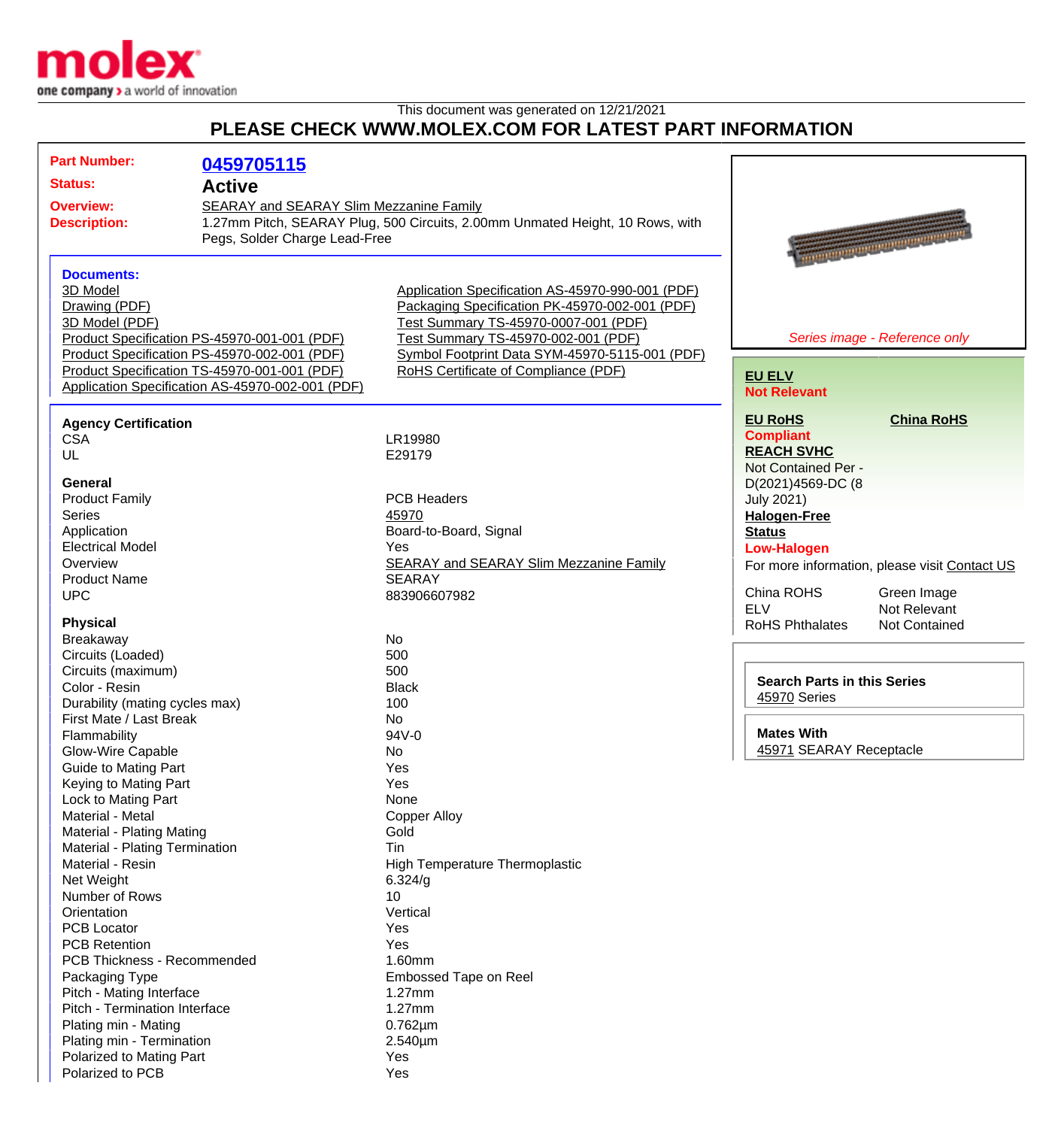This document was generated on 12/21/2021

## PLEASE CHECK WWW.MOLEX.COM FOR LATEST PART INFORMATION

**Part Number:** 0459705115

**Status:** Active

**Overview:** SEARAY and SEARAY Slim Mezzanine Family

**Description:** 1.27mm Pitch, SEARAY Plug, 500 Circuits, 2.00mm Unmated Height, 10 Rows, with Pegs, Solder Charge Lead-Free

### Documents:

- 3D Model
- Drawing (PDF)
- 3D Model (PDF)
- Product Specification PS-45970-001-001 (PDF)
- Product Specification PS-45970-002-001 (PDF)
- Product Specification TS-45970-001-001 (PDF)
- Application Specification AS-45970-002-001 (PDF)
- Application Specification AS-45970-990-001 (PDF)
- Packaging Specification PK-45970-002-001 (PDF)
- Test Summary TS-45970-0007-001 (PDF)
- Test Summary TS-45970-002-001 (PDF)
- Symbol Footprint Data SYM-45970-5115-001 (PDF)
- RoHS Certificate of Compliance (PDF)

*Series image - Reference only*

**EU ELV**
**Not Relevant**

**EU RoHS** — **Compliant**

**China RoHS**

**REACH SVHC**
Not Contained Per - D(2021)4569-DC (8 July 2021)

**Halogen-Free Status**
**Low-Halogen**

For more information, please visit Contact US

| | |
|---|---|
| China ROHS | Green Image |
| ELV | Not Relevant |
| RoHS Phthalates | Not Contained |

**Search Parts in this Series**
45970 Series

**Mates With**
45971 SEARAY Receptacle

### Agency Certification

| | |
|---|---|
| CSA | LR19980 |
| UL | E29179 |

### General

| | |
|---|---|
| Product Family | PCB Headers |
| Series | 45970 |
| Application | Board-to-Board, Signal |
| Electrical Model | Yes |
| Overview | SEARAY and SEARAY Slim Mezzanine Family |
| Product Name | SEARAY |
| UPC | 883906607982 |

### Physical

| | |
|---|---|
| Breakaway | No |
| Circuits (Loaded) | 500 |
| Circuits (maximum) | 500 |
| Color - Resin | Black |
| Durability (mating cycles max) | 100 |
| First Mate / Last Break | No |
| Flammability | 94V-0 |
| Glow-Wire Capable | No |
| Guide to Mating Part | Yes |
| Keying to Mating Part | Yes |
| Lock to Mating Part | None |
| Material - Metal | Copper Alloy |
| Material - Plating Mating | Gold |
| Material - Plating Termination | Tin |
| Material - Resin | High Temperature Thermoplastic |
| Net Weight | 6.324/g |
| Number of Rows | 10 |
| Orientation | Vertical |
| PCB Locator | Yes |
| PCB Retention | Yes |
| PCB Thickness - Recommended | 1.60mm |
| Packaging Type | Embossed Tape on Reel |
| Pitch - Mating Interface | 1.27mm |
| Pitch - Termination Interface | 1.27mm |
| Plating min - Mating | 0.762µm |
| Plating min - Termination | 2.540µm |
| Polarized to Mating Part | Yes |
| Polarized to PCB | Yes |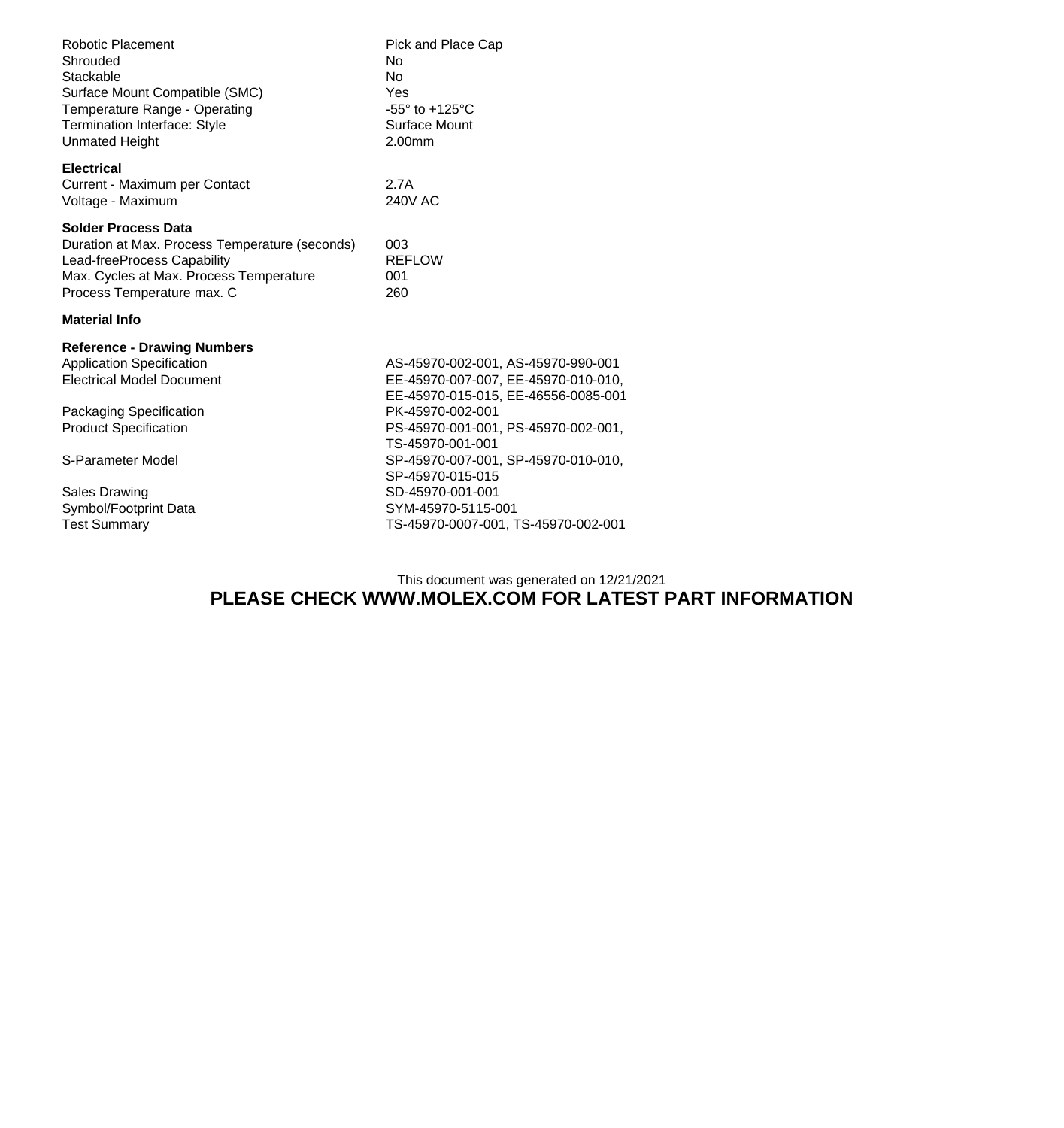| | |
|---|---|
| Robotic Placement | Pick and Place Cap |
| Shrouded | No |
| Stackable | No |
| Surface Mount Compatible (SMC) | Yes |
| Temperature Range - Operating | -55° to +125°C |
| Termination Interface: Style | Surface Mount |
| Unmated Height | 2.00mm |

**Electrical**

| | |
|---|---|
| Current - Maximum per Contact | 2.7A |
| Voltage - Maximum | 240V AC |

**Solder Process Data**

| | |
|---|---|
| Duration at Max. Process Temperature (seconds) | 003 |
| Lead-freeProcess Capability | REFLOW |
| Max. Cycles at Max. Process Temperature | 001 |
| Process Temperature max. C | 260 |

**Material Info**

**Reference - Drawing Numbers**

| | |
|---|---|
| Application Specification | AS-45970-002-001, AS-45970-990-001 |
| Electrical Model Document | EE-45970-007-007, EE-45970-010-010, EE-45970-015-015, EE-46556-0085-001 |
| Packaging Specification | PK-45970-002-001 |
| Product Specification | PS-45970-001-001, PS-45970-002-001, TS-45970-001-001 |
| S-Parameter Model | SP-45970-007-001, SP-45970-010-010, SP-45970-015-015 |
| Sales Drawing | SD-45970-001-001 |
| Symbol/Footprint Data | SYM-45970-5115-001 |
| Test Summary | TS-45970-0007-001, TS-45970-002-001 |

This document was generated on 12/21/2021

**PLEASE CHECK WWW.MOLEX.COM FOR LATEST PART INFORMATION**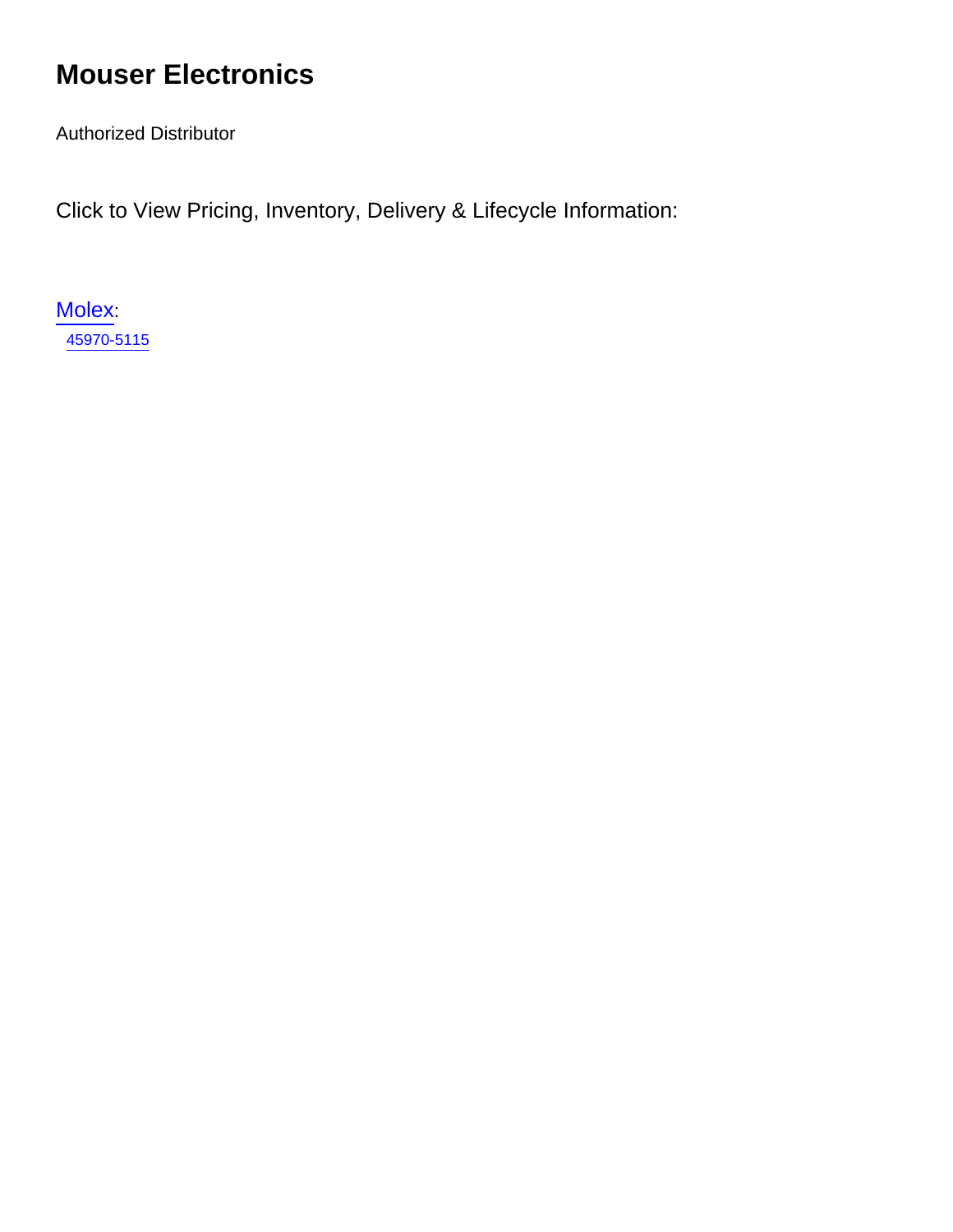# Mouser Electronics

Authorized Distributor

Click to View Pricing, Inventory, Delivery & Lifecycle Information:

Molex:

45970-5115